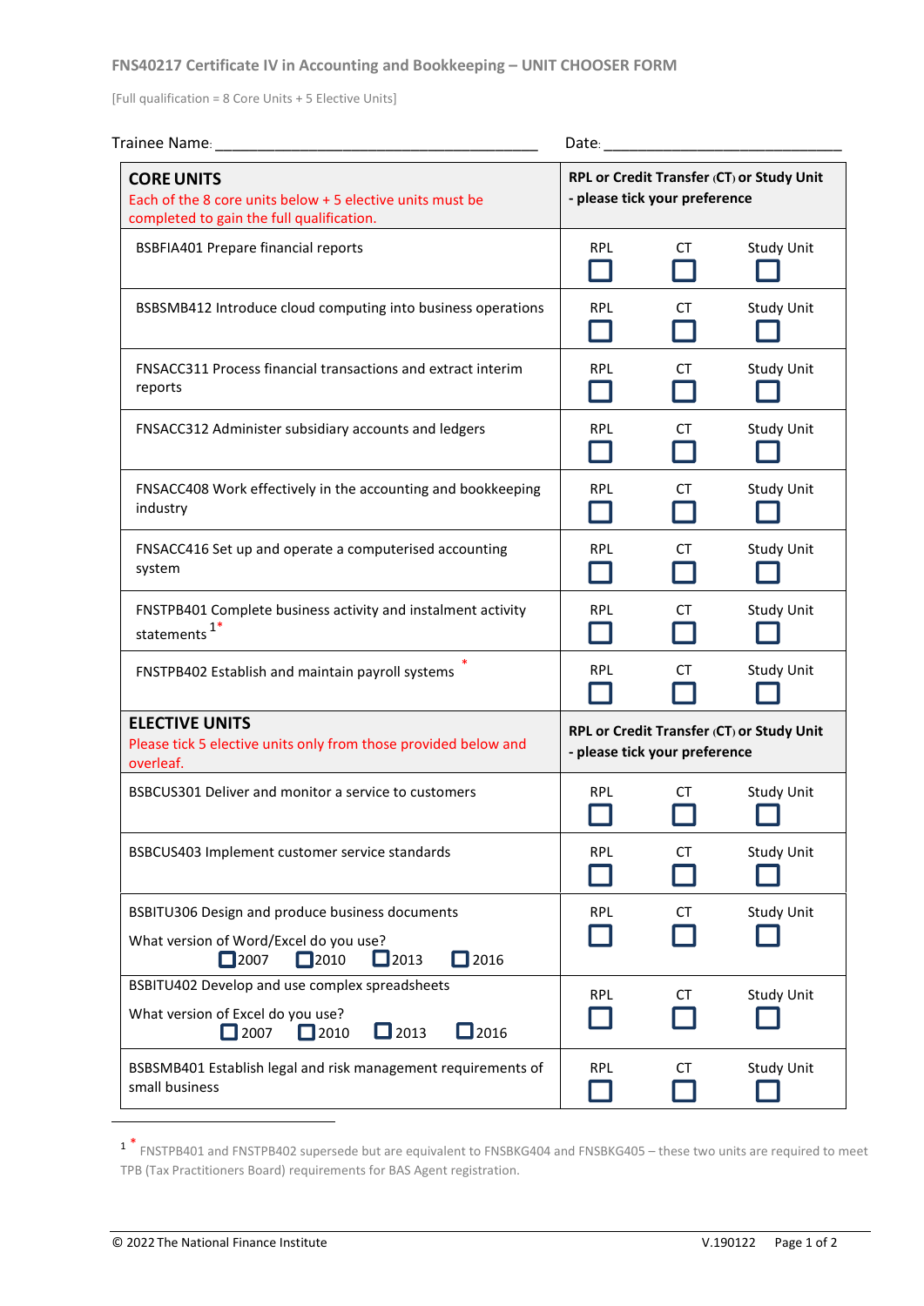## FNS40217 Certificate IV in Accounting and Bookkeeping – UNIT CHOOSER FORM

[Full qualification = 8 Core Units + 5 Elective Units]

Trainee Name: ________________________________________ Date: ______________________________

| **CORE UNITS** Each of the 8 core units below + 5 elective units must be completed to gain the full qualification. | **RPL or Credit Transfer (CT) or Study Unit - please tick your preference** | | |
|---|---|---|---|
| BSBFIA401 Prepare financial reports | RPL ☐ | CT ☐ | Study Unit ☐ |
| BSBSMB412 Introduce cloud computing into business operations | RPL ☐ | CT ☐ | Study Unit ☐ |
| FNSACC311 Process financial transactions and extract interim reports | RPL ☐ | CT ☐ | Study Unit ☐ |
| FNSACC312 Administer subsidiary accounts and ledgers | RPL ☐ | CT ☐ | Study Unit ☐ |
| FNSACC408 Work effectively in the accounting and bookkeeping industry | RPL ☐ | CT ☐ | Study Unit ☐ |
| FNSACC416 Set up and operate a computerised accounting system | RPL ☐ | CT ☐ | Study Unit ☐ |
| FNSTPB401 Complete business activity and instalment activity statements [1]* | RPL ☐ | CT ☐ | Study Unit ☐ |
| FNSTPB402 Establish and maintain payroll systems * | RPL ☐ | CT ☐ | Study Unit ☐ |
| **ELECTIVE UNITS** Please tick 5 elective units only from those provided below and overleaf. | **RPL or Credit Transfer (CT) or Study Unit - please tick your preference** | | |
| BSBCUS301 Deliver and monitor a service to customers | RPL ☐ | CT ☐ | Study Unit ☐ |
| BSBCUS403 Implement customer service standards | RPL ☐ | CT ☐ | Study Unit ☐ |
| BSBITU306 Design and produce business documents<br>What version of Word/Excel do you use?<br>☐ 2007 ☐ 2010 ☐ 2013 ☐ 2016 | RPL ☐ | CT ☐ | Study Unit ☐ |
| BSBITU402 Develop and use complex spreadsheets<br>What version of Excel do you use?<br>☐ 2007 ☐ 2010 ☐ 2013 ☐ 2016 | RPL ☐ | CT ☐ | Study Unit ☐ |
| BSBSMB401 Establish legal and risk management requirements of small business | RPL ☐ | CT ☐ | Study Unit ☐ |

[1] * FNSTPB401 and FNSTPB402 supersede but are equivalent to FNSBKG404 and FNSBKG405 – these two units are required to meet TPB (Tax Practitioners Board) requirements for BAS Agent registration.

© 2022 The National Finance Institute V.190122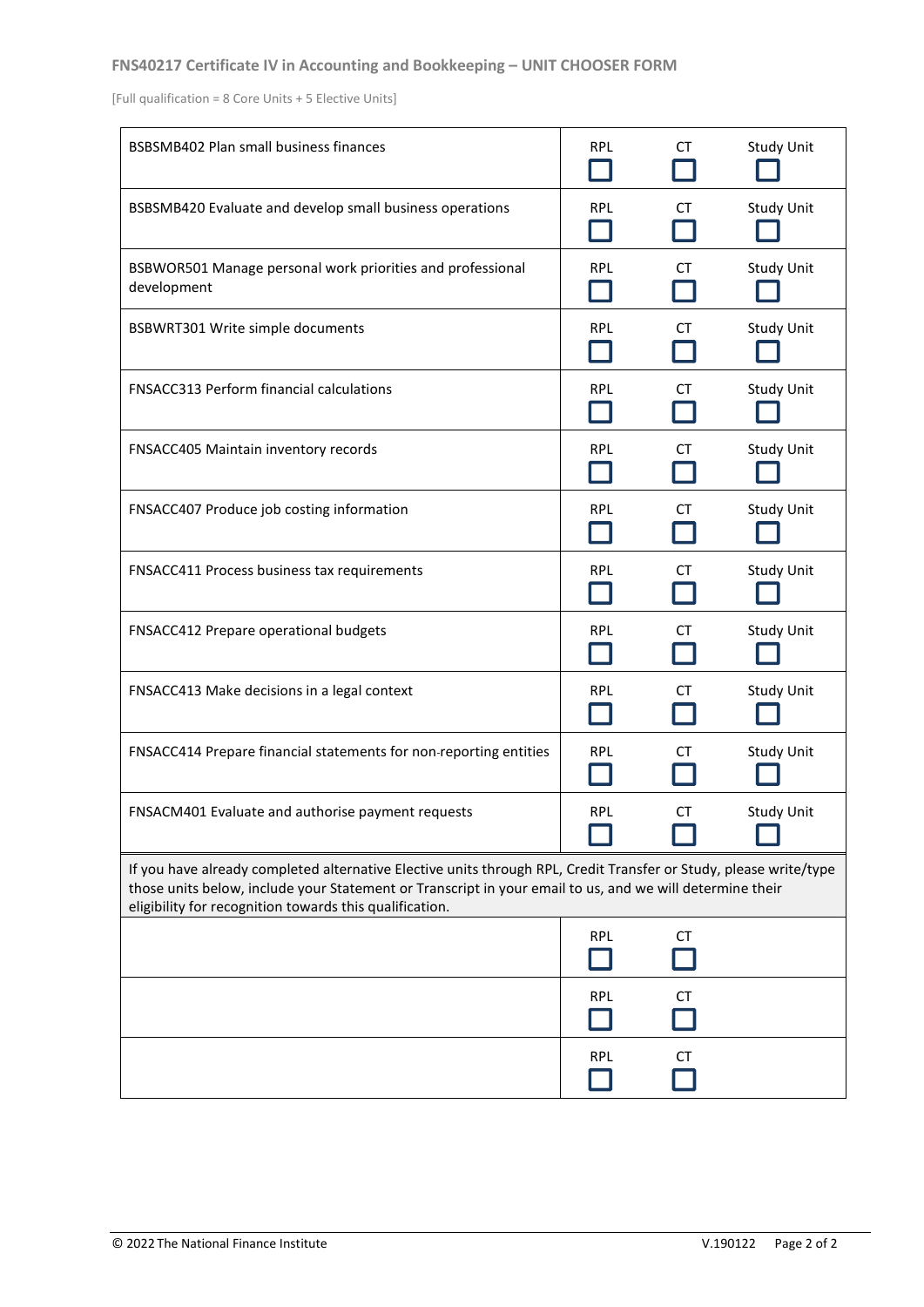## FNS40217 Certificate IV in Accounting and Bookkeeping – UNIT CHOOSER FORM

[Full qualification = 8 Core Units + 5 Elective Units]

| | | | |
|---|---|---|---|
| BSBSMB402 Plan small business finances | RPL ☐ | CT ☐ | Study Unit ☐ |
| BSBSMB420 Evaluate and develop small business operations | RPL ☐ | CT ☐ | Study Unit ☐ |
| BSBWOR501 Manage personal work priorities and professional development | RPL ☐ | CT ☐ | Study Unit ☐ |
| BSBWRT301 Write simple documents | RPL ☐ | CT ☐ | Study Unit ☐ |
| FNSACC313 Perform financial calculations | RPL ☐ | CT ☐ | Study Unit ☐ |
| FNSACC405 Maintain inventory records | RPL ☐ | CT ☐ | Study Unit ☐ |
| FNSACC407 Produce job costing information | RPL ☐ | CT ☐ | Study Unit ☐ |
| FNSACC411 Process business tax requirements | RPL ☐ | CT ☐ | Study Unit ☐ |
| FNSACC412 Prepare operational budgets | RPL ☐ | CT ☐ | Study Unit ☐ |
| FNSACC413 Make decisions in a legal context | RPL ☐ | CT ☐ | Study Unit ☐ |
| FNSACC414 Prepare financial statements for non-reporting entities | RPL ☐ | CT ☐ | Study Unit ☐ |
| FNSACM401 Evaluate and authorise payment requests | RPL ☐ | CT ☐ | Study Unit ☐ |
| If you have already completed alternative Elective units through RPL, Credit Transfer or Study, please write/type those units below, include your Statement or Transcript in your email to us, and we will determine their eligibility for recognition towards this qualification. | | | |
| | RPL ☐ | CT ☐ | |
| | RPL ☐ | CT ☐ | |
| | RPL ☐ | CT ☐ | |

© 2022 The National Finance Institute V.190122